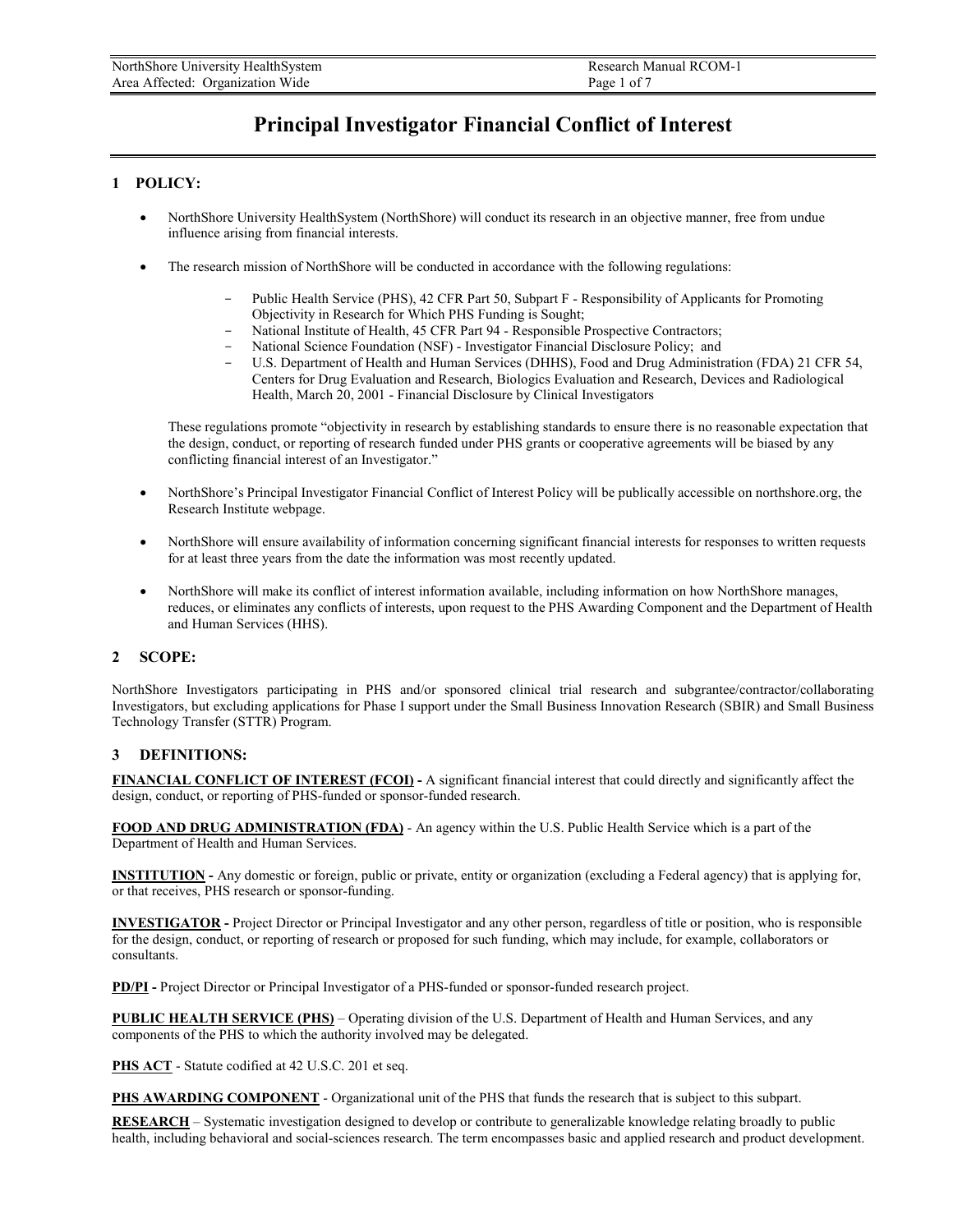# Principal Investigator Financial Conflict of Interest

## 1 POLICY:

- NorthShore University HealthSystem (NorthShore) will conduct its research in an objective manner, free from undue influence arising from financial interests.

- The research mission of NorthShore will be conducted in accordance with the following regulations:

  - Public Health Service (PHS), 42 CFR Part 50, Subpart F - Responsibility of Applicants for Promoting Objectivity in Research for Which PHS Funding is Sought;
  - National Institute of Health, 45 CFR Part 94 - Responsible Prospective Contractors;
  - National Science Foundation (NSF) - Investigator Financial Disclosure Policy; and
  - U.S. Department of Health and Human Services (DHHS), Food and Drug Administration (FDA) 21 CFR 54, Centers for Drug Evaluation and Research, Biologics Evaluation and Research, Devices and Radiological Health, March 20, 2001 - Financial Disclosure by Clinical Investigators

  These regulations promote "objectivity in research by establishing standards to ensure there is no reasonable expectation that the design, conduct, or reporting of research funded under PHS grants or cooperative agreements will be biased by any conflicting financial interest of an Investigator."

- NorthShore's Principal Investigator Financial Conflict of Interest Policy will be publically accessible on northshore.org, the Research Institute webpage.

- NorthShore will ensure availability of information concerning significant financial interests for responses to written requests for at least three years from the date the information was most recently updated.

- NorthShore will make its conflict of interest information available, including information on how NorthShore manages, reduces, or eliminates any conflicts of interests, upon request to the PHS Awarding Component and the Department of Health and Human Services (HHS).

## 2 SCOPE:

NorthShore Investigators participating in PHS and/or sponsored clinical trial research and subgrantee/contractor/collaborating Investigators, but excluding applications for Phase I support under the Small Business Innovation Research (SBIR) and Small Business Technology Transfer (STTR) Program.

## 3 DEFINITIONS:

**FINANCIAL CONFLICT OF INTEREST (FCOI) -** A significant financial interest that could directly and significantly affect the design, conduct, or reporting of PHS-funded or sponsor-funded research.

**FOOD AND DRUG ADMINISTRATION (FDA)** - An agency within the U.S. Public Health Service which is a part of the Department of Health and Human Services.

**INSTITUTION -** Any domestic or foreign, public or private, entity or organization (excluding a Federal agency) that is applying for, or that receives, PHS research or sponsor-funding.

**INVESTIGATOR -** Project Director or Principal Investigator and any other person, regardless of title or position, who is responsible for the design, conduct, or reporting of research or proposed for such funding, which may include, for example, collaborators or consultants.

**PD/PI -** Project Director or Principal Investigator of a PHS-funded or sponsor-funded research project.

**PUBLIC HEALTH SERVICE (PHS)** – Operating division of the U.S. Department of Health and Human Services, and any components of the PHS to which the authority involved may be delegated.

**PHS ACT** - Statute codified at 42 U.S.C. 201 et seq.

**PHS AWARDING COMPONENT** - Organizational unit of the PHS that funds the research that is subject to this subpart.

**RESEARCH** – Systematic investigation designed to develop or contribute to generalizable knowledge relating broadly to public health, including behavioral and social-sciences research. The term encompasses basic and applied research and product development.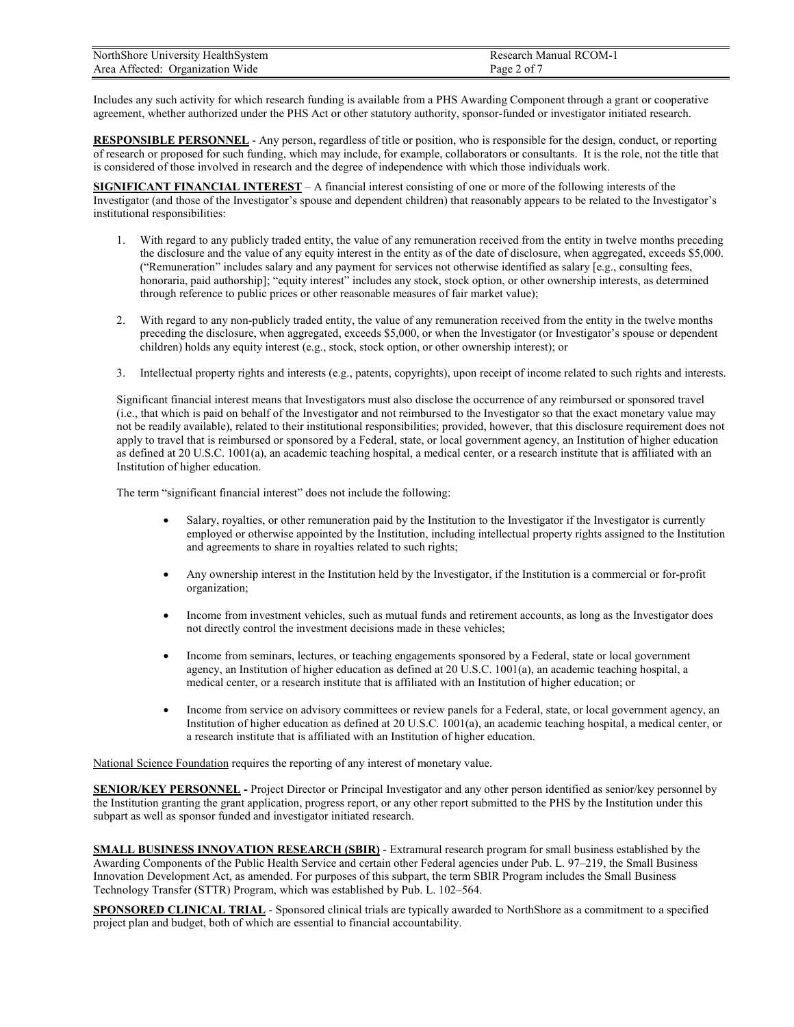Includes any such activity for which research funding is available from a PHS Awarding Component through a grant or cooperative agreement, whether authorized under the PHS Act or other statutory authority, sponsor-funded or investigator initiated research.

**RESPONSIBLE PERSONNEL** - Any person, regardless of title or position, who is responsible for the design, conduct, or reporting of research or proposed for such funding, which may include, for example, collaborators or consultants. It is the role, not the title that is considered of those involved in research and the degree of independence with which those individuals work.

**SIGNIFICANT FINANCIAL INTEREST** – A financial interest consisting of one or more of the following interests of the Investigator (and those of the Investigator's spouse and dependent children) that reasonably appears to be related to the Investigator's institutional responsibilities:

1. With regard to any publicly traded entity, the value of any remuneration received from the entity in twelve months preceding the disclosure and the value of any equity interest in the entity as of the date of disclosure, when aggregated, exceeds $5,000. ("Remuneration" includes salary and any payment for services not otherwise identified as salary [e.g., consulting fees, honoraria, paid authorship]; "equity interest" includes any stock, stock option, or other ownership interests, as determined through reference to public prices or other reasonable measures of fair market value);

2. With regard to any non-publicly traded entity, the value of any remuneration received from the entity in the twelve months preceding the disclosure, when aggregated, exceeds $5,000, or when the Investigator (or Investigator's spouse or dependent children) holds any equity interest (e.g., stock, stock option, or other ownership interest); or

3. Intellectual property rights and interests (e.g., patents, copyrights), upon receipt of income related to such rights and interests.

Significant financial interest means that Investigators must also disclose the occurrence of any reimbursed or sponsored travel (i.e., that which is paid on behalf of the Investigator and not reimbursed to the Investigator so that the exact monetary value may not be readily available), related to their institutional responsibilities; provided, however, that this disclosure requirement does not apply to travel that is reimbursed or sponsored by a Federal, state, or local government agency, an Institution of higher education as defined at 20 U.S.C. 1001(a), an academic teaching hospital, a medical center, or a research institute that is affiliated with an Institution of higher education.

The term "significant financial interest" does not include the following:

- Salary, royalties, or other remuneration paid by the Institution to the Investigator if the Investigator is currently employed or otherwise appointed by the Institution, including intellectual property rights assigned to the Institution and agreements to share in royalties related to such rights;
- Any ownership interest in the Institution held by the Investigator, if the Institution is a commercial or for-profit organization;
- Income from investment vehicles, such as mutual funds and retirement accounts, as long as the Investigator does not directly control the investment decisions made in these vehicles;
- Income from seminars, lectures, or teaching engagements sponsored by a Federal, state or local government agency, an Institution of higher education as defined at 20 U.S.C. 1001(a), an academic teaching hospital, a medical center, or a research institute that is affiliated with an Institution of higher education; or
- Income from service on advisory committees or review panels for a Federal, state, or local government agency, an Institution of higher education as defined at 20 U.S.C. 1001(a), an academic teaching hospital, a medical center, or a research institute that is affiliated with an Institution of higher education.

National Science Foundation requires the reporting of any interest of monetary value.

**SENIOR/KEY PERSONNEL -** Project Director or Principal Investigator and any other person identified as senior/key personnel by the Institution granting the grant application, progress report, or any other report submitted to the PHS by the Institution under this subpart as well as sponsor funded and investigator initiated research.

**SMALL BUSINESS INNOVATION RESEARCH (SBIR)** - Extramural research program for small business established by the Awarding Components of the Public Health Service and certain other Federal agencies under Pub. L. 97–219, the Small Business Innovation Development Act, as amended. For purposes of this subpart, the term SBIR Program includes the Small Business Technology Transfer (STTR) Program, which was established by Pub. L. 102–564.

**SPONSORED CLINICAL TRIAL** - Sponsored clinical trials are typically awarded to NorthShore as a commitment to a specified project plan and budget, both of which are essential to financial accountability.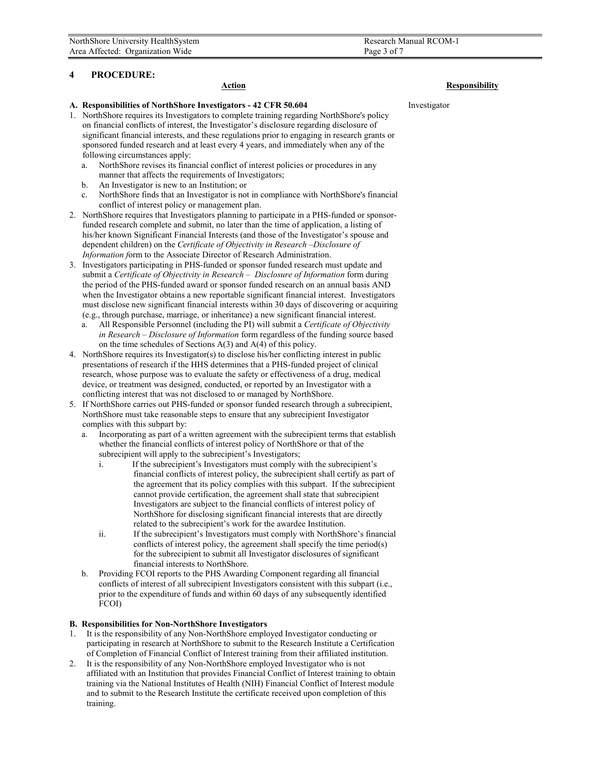## 4 PROCEDURE:

**Action** | **Responsibility**

### A. Responsibilities of NorthShore Investigators - 42 CFR 50.604

Responsibility: Investigator

1. NorthShore requires its Investigators to complete training regarding NorthShore's policy on financial conflicts of interest, the Investigator's disclosure regarding disclosure of significant financial interests, and these regulations prior to engaging in research grants or sponsored funded research and at least every 4 years, and immediately when any of the following circumstances apply:
   a. NorthShore revises its financial conflict of interest policies or procedures in any manner that affects the requirements of Investigators;
   b. An Investigator is new to an Institution; or
   c. NorthShore finds that an Investigator is not in compliance with NorthShore's financial conflict of interest policy or management plan.
2. NorthShore requires that Investigators planning to participate in a PHS-funded or sponsor-funded research complete and submit, no later than the time of application, a listing of his/her known Significant Financial Interests (and those of the Investigator's spouse and dependent children) on the *Certificate of Objectivity in Research –Disclosure of Information f*orm to the Associate Director of Research Administration.
3. Investigators participating in PHS-funded or sponsor funded research must update and submit a *Certificate of Objectivity in Research – Disclosure of Information* form during the period of the PHS-funded award or sponsor funded research on an annual basis AND when the Investigator obtains a new reportable significant financial interest. Investigators must disclose new significant financial interests within 30 days of discovering or acquiring (e.g., through purchase, marriage, or inheritance) a new significant financial interest.
   a. All Responsible Personnel (including the PI) will submit a *Certificate of Objectivity in Research – Disclosure of Information* form regardless of the funding source based on the time schedules of Sections A(3) and A(4) of this policy.
4. NorthShore requires its Investigator(s) to disclose his/her conflicting interest in public presentations of research if the HHS determines that a PHS-funded project of clinical research, whose purpose was to evaluate the safety or effectiveness of a drug, medical device, or treatment was designed, conducted, or reported by an Investigator with a conflicting interest that was not disclosed to or managed by NorthShore.
5. If NorthShore carries out PHS-funded or sponsor funded research through a subrecipient, NorthShore must take reasonable steps to ensure that any subrecipient Investigator complies with this subpart by:
   a. Incorporating as part of a written agreement with the subrecipient terms that establish whether the financial conflicts of interest policy of NorthShore or that of the subrecipient will apply to the subrecipient's Investigators;
      i. If the subrecipient's Investigators must comply with the subrecipient's financial conflicts of interest policy, the subrecipient shall certify as part of the agreement that its policy complies with this subpart. If the subrecipient cannot provide certification, the agreement shall state that subrecipient Investigators are subject to the financial conflicts of interest policy of NorthShore for disclosing significant financial interests that are directly related to the subrecipient's work for the awardee Institution.
      ii. If the subrecipient's Investigators must comply with NorthShore's financial conflicts of interest policy, the agreement shall specify the time period(s) for the subrecipient to submit all Investigator disclosures of significant financial interests to NorthShore.
   b. Providing FCOI reports to the PHS Awarding Component regarding all financial conflicts of interest of all subrecipient Investigators consistent with this subpart (i.e., prior to the expenditure of funds and within 60 days of any subsequently identified FCOI)

### B. Responsibilities for Non-NorthShore Investigators

1. It is the responsibility of any Non-NorthShore employed Investigator conducting or participating in research at NorthShore to submit to the Research Institute a Certification of Completion of Financial Conflict of Interest training from their affiliated institution.
2. It is the responsibility of any Non-NorthShore employed Investigator who is not affiliated with an Institution that provides Financial Conflict of Interest training to obtain training via the National Institutes of Health (NIH) Financial Conflict of Interest module and to submit to the Research Institute the certificate received upon completion of this training.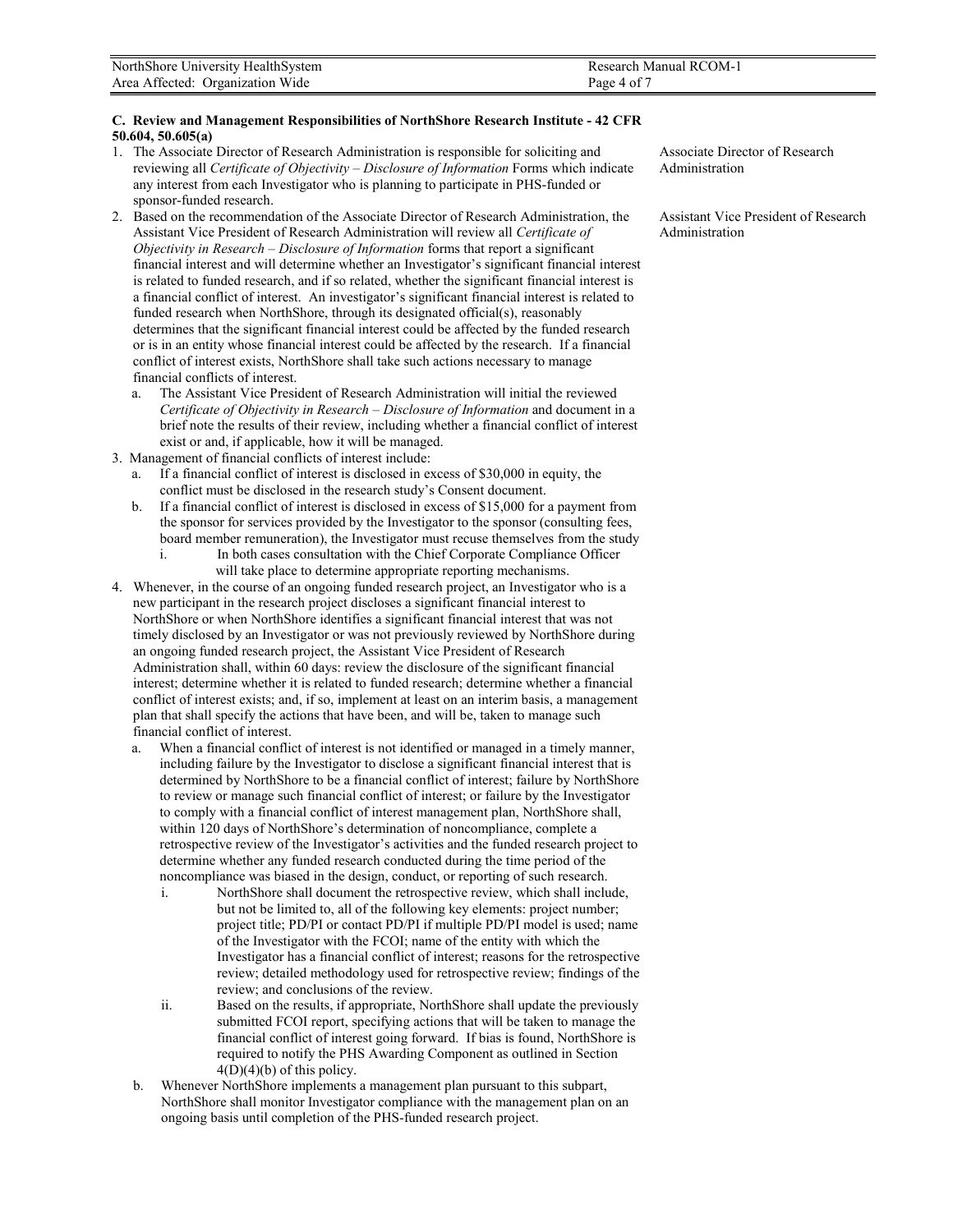**C. Review and Management Responsibilities of NorthShore Research Institute - 42 CFR 50.604, 50.605(a)**

1. The Associate Director of Research Administration is responsible for soliciting and reviewing all *Certificate of Objectivity – Disclosure of Information* Forms which indicate any interest from each Investigator who is planning to participate in PHS-funded or sponsor-funded research.

   Associate Director of Research Administration

2. Based on the recommendation of the Associate Director of Research Administration, the Assistant Vice President of Research Administration will review all *Certificate of Objectivity in Research – Disclosure of Information* forms that report a significant financial interest and will determine whether an Investigator's significant financial interest is related to funded research, and if so related, whether the significant financial interest is a financial conflict of interest. An investigator's significant financial interest is related to funded research when NorthShore, through its designated official(s), reasonably determines that the significant financial interest could be affected by the funded research or is in an entity whose financial interest could be affected by the research. If a financial conflict of interest exists, NorthShore shall take such actions necessary to manage financial conflicts of interest.

   Assistant Vice President of Research Administration

   a. The Assistant Vice President of Research Administration will initial the reviewed *Certificate of Objectivity in Research – Disclosure of Information* and document in a brief note the results of their review, including whether a financial conflict of interest exist or and, if applicable, how it will be managed.

3. Management of financial conflicts of interest include:
   a. If a financial conflict of interest is disclosed in excess of $30,000 in equity, the conflict must be disclosed in the research study's Consent document.
   b. If a financial conflict of interest is disclosed in excess of $15,000 for a payment from the sponsor for services provided by the Investigator to the sponsor (consulting fees, board member remuneration), the Investigator must recuse themselves from the study
      i. In both cases consultation with the Chief Corporate Compliance Officer will take place to determine appropriate reporting mechanisms.

4. Whenever, in the course of an ongoing funded research project, an Investigator who is a new participant in the research project discloses a significant financial interest to NorthShore or when NorthShore identifies a significant financial interest that was not timely disclosed by an Investigator or was not previously reviewed by NorthShore during an ongoing funded research project, the Assistant Vice President of Research Administration shall, within 60 days: review the disclosure of the significant financial interest; determine whether it is related to funded research; determine whether a financial conflict of interest exists; and, if so, implement at least on an interim basis, a management plan that shall specify the actions that have been, and will be, taken to manage such financial conflict of interest.
   a. When a financial conflict of interest is not identified or managed in a timely manner, including failure by the Investigator to disclose a significant financial interest that is determined by NorthShore to be a financial conflict of interest; failure by NorthShore to review or manage such financial conflict of interest; or failure by the Investigator to comply with a financial conflict of interest management plan, NorthShore shall, within 120 days of NorthShore's determination of noncompliance, complete a retrospective review of the Investigator's activities and the funded research project to determine whether any funded research conducted during the time period of the noncompliance was biased in the design, conduct, or reporting of such research.
      i. NorthShore shall document the retrospective review, which shall include, but not be limited to, all of the following key elements: project number; project title; PD/PI or contact PD/PI if multiple PD/PI model is used; name of the Investigator with the FCOI; name of the entity with which the Investigator has a financial conflict of interest; reasons for the retrospective review; detailed methodology used for retrospective review; findings of the review; and conclusions of the review.
      ii. Based on the results, if appropriate, NorthShore shall update the previously submitted FCOI report, specifying actions that will be taken to manage the financial conflict of interest going forward. If bias is found, NorthShore is required to notify the PHS Awarding Component as outlined in Section 4(D)(4)(b) of this policy.
   b. Whenever NorthShore implements a management plan pursuant to this subpart, NorthShore shall monitor Investigator compliance with the management plan on an ongoing basis until completion of the PHS-funded research project.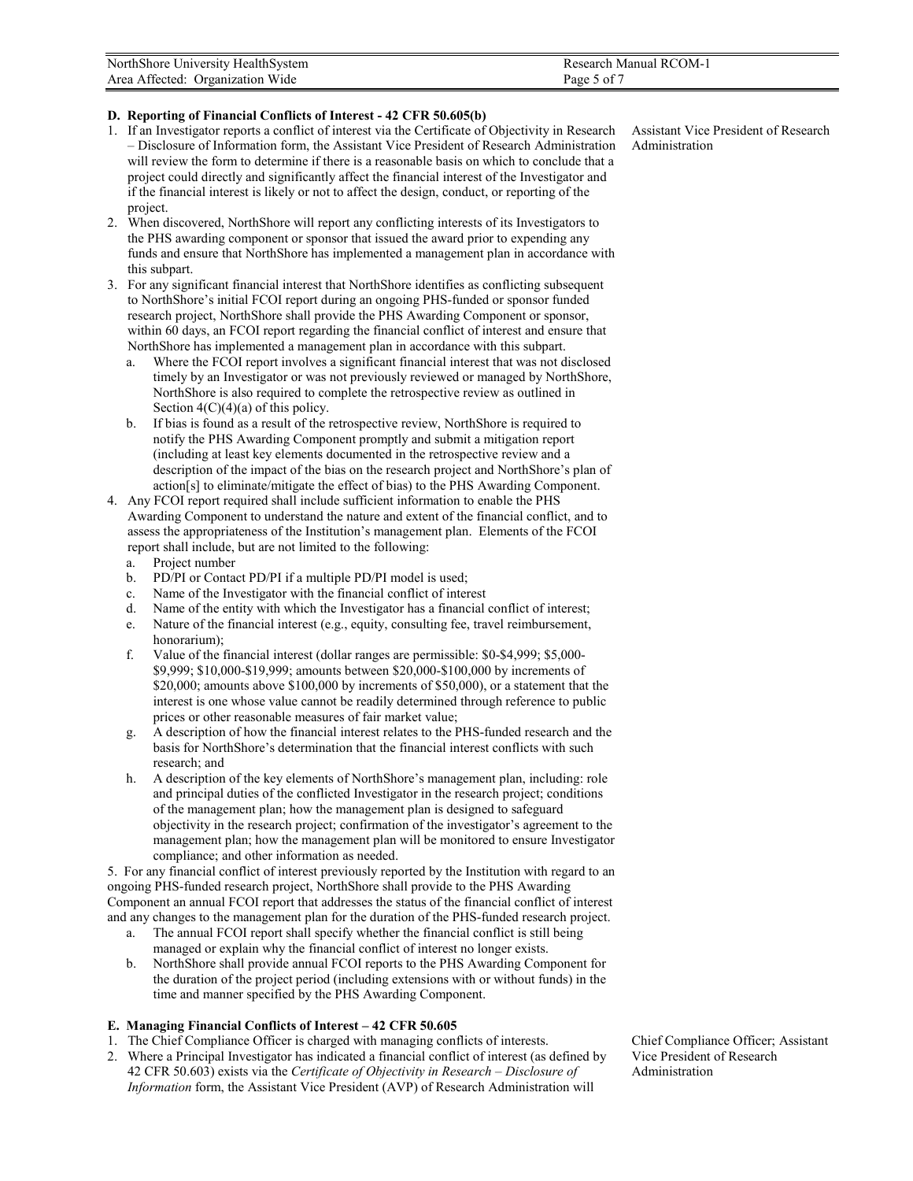### D. Reporting of Financial Conflicts of Interest - 42 CFR 50.605(b)

*Assistant Vice President of Research Administration*

1. If an Investigator reports a conflict of interest via the Certificate of Objectivity in Research – Disclosure of Information form, the Assistant Vice President of Research Administration will review the form to determine if there is a reasonable basis on which to conclude that a project could directly and significantly affect the financial interest of the Investigator and if the financial interest is likely or not to affect the design, conduct, or reporting of the project.
2. When discovered, NorthShore will report any conflicting interests of its Investigators to the PHS awarding component or sponsor that issued the award prior to expending any funds and ensure that NorthShore has implemented a management plan in accordance with this subpart.
3. For any significant financial interest that NorthShore identifies as conflicting subsequent to NorthShore's initial FCOI report during an ongoing PHS-funded or sponsor funded research project, NorthShore shall provide the PHS Awarding Component or sponsor, within 60 days, an FCOI report regarding the financial conflict of interest and ensure that NorthShore has implemented a management plan in accordance with this subpart.
   a. Where the FCOI report involves a significant financial interest that was not disclosed timely by an Investigator or was not previously reviewed or managed by NorthShore, NorthShore is also required to complete the retrospective review as outlined in Section 4(C)(4)(a) of this policy.
   b. If bias is found as a result of the retrospective review, NorthShore is required to notify the PHS Awarding Component promptly and submit a mitigation report (including at least key elements documented in the retrospective review and a description of the impact of the bias on the research project and NorthShore's plan of action[s] to eliminate/mitigate the effect of bias) to the PHS Awarding Component.
4. Any FCOI report required shall include sufficient information to enable the PHS Awarding Component to understand the nature and extent of the financial conflict, and to assess the appropriateness of the Institution's management plan. Elements of the FCOI report shall include, but are not limited to the following:
   a. Project number
   b. PD/PI or Contact PD/PI if a multiple PD/PI model is used;
   c. Name of the Investigator with the financial conflict of interest
   d. Name of the entity with which the Investigator has a financial conflict of interest;
   e. Nature of the financial interest (e.g., equity, consulting fee, travel reimbursement, honorarium);
   f. Value of the financial interest (dollar ranges are permissible: $0-$4,999; $5,000-$9,999; $10,000-$19,999; amounts between $20,000-$100,000 by increments of $20,000; amounts above $100,000 by increments of $50,000), or a statement that the interest is one whose value cannot be readily determined through reference to public prices or other reasonable measures of fair market value;
   g. A description of how the financial interest relates to the PHS-funded research and the basis for NorthShore's determination that the financial interest conflicts with such research; and
   h. A description of the key elements of NorthShore's management plan, including: role and principal duties of the conflicted Investigator in the research project; conditions of the management plan; how the management plan is designed to safeguard objectivity in the research project; confirmation of the investigator's agreement to the management plan; how the management plan will be monitored to ensure Investigator compliance; and other information as needed.

5. For any financial conflict of interest previously reported by the Institution with regard to an ongoing PHS-funded research project, NorthShore shall provide to the PHS Awarding Component an annual FCOI report that addresses the status of the financial conflict of interest and any changes to the management plan for the duration of the PHS-funded research project.
   a. The annual FCOI report shall specify whether the financial conflict is still being managed or explain why the financial conflict of interest no longer exists.
   b. NorthShore shall provide annual FCOI reports to the PHS Awarding Component for the duration of the project period (including extensions with or without funds) in the time and manner specified by the PHS Awarding Component.

### E. Managing Financial Conflicts of Interest – 42 CFR 50.605

*Chief Compliance Officer; Assistant Vice President of Research Administration*

1. The Chief Compliance Officer is charged with managing conflicts of interests.
2. Where a Principal Investigator has indicated a financial conflict of interest (as defined by 42 CFR 50.603) exists via the *Certificate of Objectivity in Research – Disclosure of Information* form, the Assistant Vice President (AVP) of Research Administration will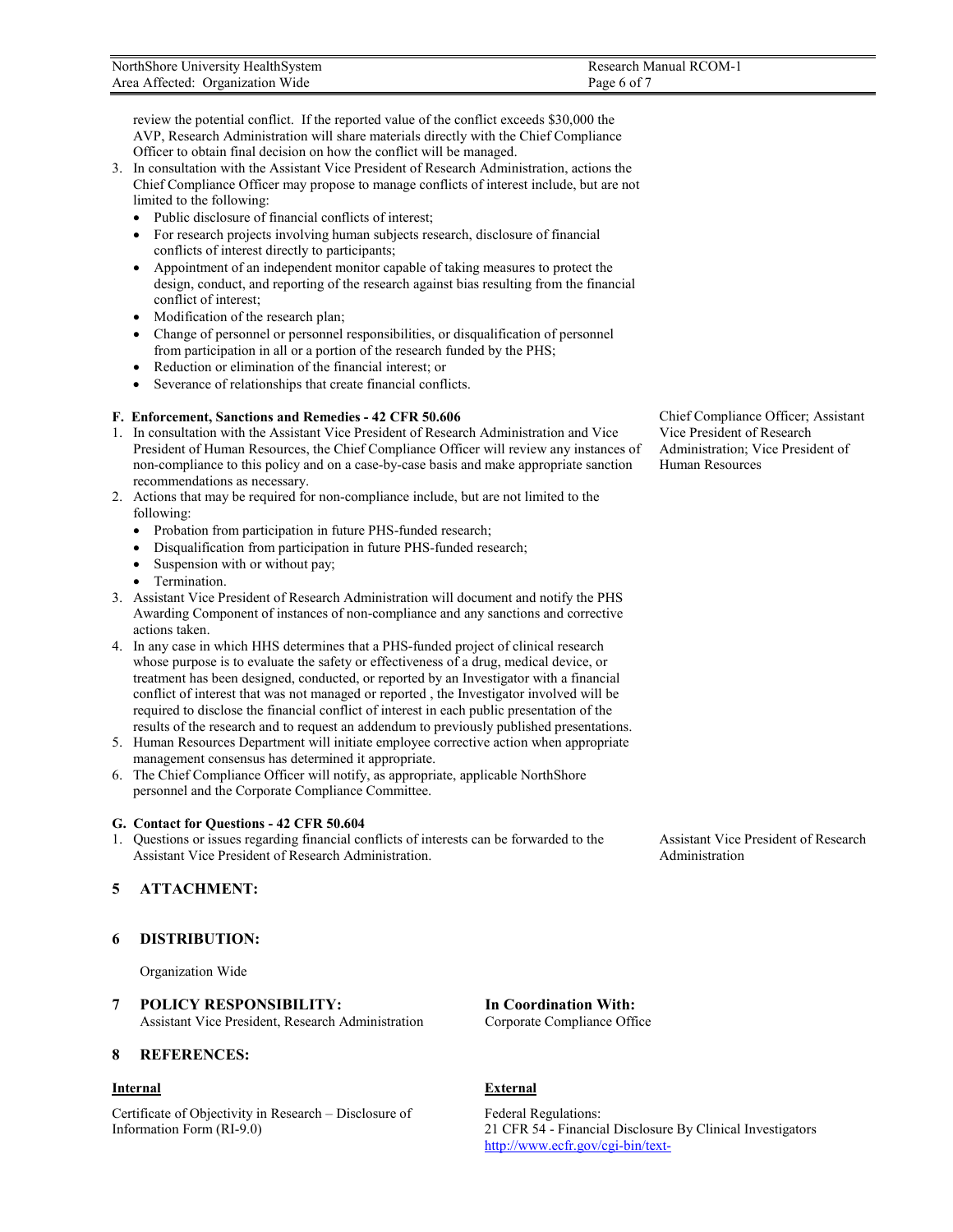review the potential conflict. If the reported value of the conflict exceeds $30,000 the AVP, Research Administration will share materials directly with the Chief Compliance Officer to obtain final decision on how the conflict will be managed.

3. In consultation with the Assistant Vice President of Research Administration, actions the Chief Compliance Officer may propose to manage conflicts of interest include, but are not limited to the following:
   - Public disclosure of financial conflicts of interest;
   - For research projects involving human subjects research, disclosure of financial conflicts of interest directly to participants;
   - Appointment of an independent monitor capable of taking measures to protect the design, conduct, and reporting of the research against bias resulting from the financial conflict of interest;
   - Modification of the research plan;
   - Change of personnel or personnel responsibilities, or disqualification of personnel from participation in all or a portion of the research funded by the PHS;
   - Reduction or elimination of the financial interest; or
   - Severance of relationships that create financial conflicts.

**F. Enforcement, Sanctions and Remedies - 42 CFR 50.606**

Chief Compliance Officer; Assistant Vice President of Research Administration; Vice President of Human Resources

1. In consultation with the Assistant Vice President of Research Administration and Vice President of Human Resources, the Chief Compliance Officer will review any instances of non-compliance to this policy and on a case-by-case basis and make appropriate sanction recommendations as necessary.
2. Actions that may be required for non-compliance include, but are not limited to the following:
   - Probation from participation in future PHS-funded research;
   - Disqualification from participation in future PHS-funded research;
   - Suspension with or without pay;
   - Termination.
3. Assistant Vice President of Research Administration will document and notify the PHS Awarding Component of instances of non-compliance and any sanctions and corrective actions taken.
4. In any case in which HHS determines that a PHS-funded project of clinical research whose purpose is to evaluate the safety or effectiveness of a drug, medical device, or treatment has been designed, conducted, or reported by an Investigator with a financial conflict of interest that was not managed or reported , the Investigator involved will be required to disclose the financial conflict of interest in each public presentation of the results of the research and to request an addendum to previously published presentations.
5. Human Resources Department will initiate employee corrective action when appropriate management consensus has determined it appropriate.
6. The Chief Compliance Officer will notify, as appropriate, applicable NorthShore personnel and the Corporate Compliance Committee.

**G. Contact for Questions - 42 CFR 50.604**

Assistant Vice President of Research Administration

1. Questions or issues regarding financial conflicts of interests can be forwarded to the Assistant Vice President of Research Administration.

## 5 ATTACHMENT:

## 6 DISTRIBUTION:

Organization Wide

## 7 POLICY RESPONSIBILITY:

Assistant Vice President, Research Administration

**In Coordination With:**

Corporate Compliance Office

## 8 REFERENCES:

**Internal**

Certificate of Objectivity in Research – Disclosure of Information Form (RI-9.0)

**External**

Federal Regulations:
21 CFR 54 - Financial Disclosure By Clinical Investigators
http://www.ecfr.gov/cgi-bin/text-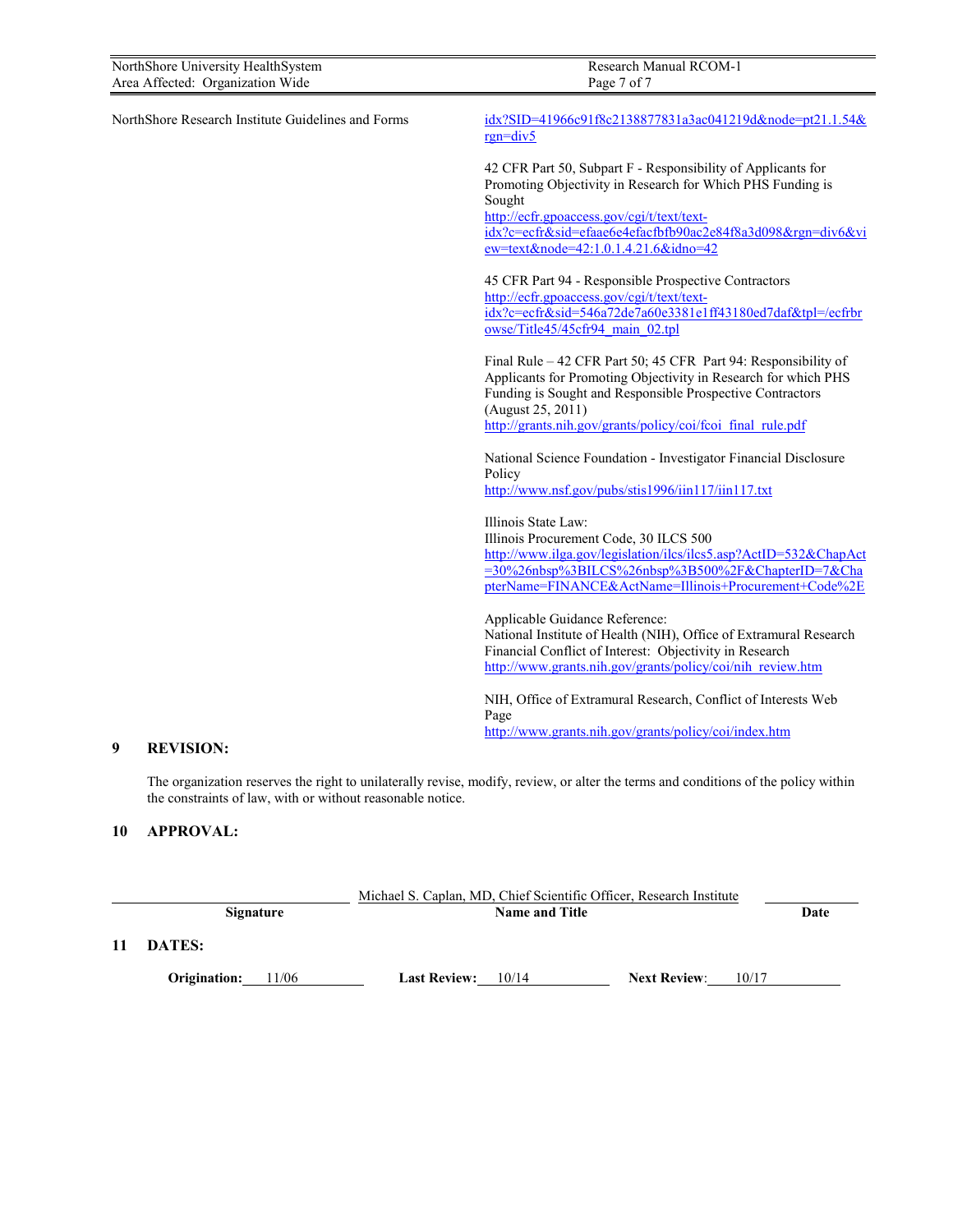NorthShore Research Institute Guidelines and Forms

idx?SID=41966c91f8c2138877831a3ac041219d&node=pt21.1.54&rgn=div5

42 CFR Part 50, Subpart F - Responsibility of Applicants for Promoting Objectivity in Research for Which PHS Funding is Sought
http://ecfr.gpoaccess.gov/cgi/t/text/text-idx?c=ecfr&sid=efaae6e4efacfbfb90ac2e84f8a3d098&rgn=div6&view=text&node=42:1.0.1.4.21.6&idno=42

45 CFR Part 94 - Responsible Prospective Contractors
http://ecfr.gpoaccess.gov/cgi/t/text/text-idx?c=ecfr&sid=546a72de7a60e3381e1ff43180ed7daf&tpl=/ecfrbrowse/Title45/45cfr94_main_02.tpl

Final Rule – 42 CFR Part 50; 45 CFR Part 94: Responsibility of Applicants for Promoting Objectivity in Research for which PHS Funding is Sought and Responsible Prospective Contractors (August 25, 2011)
http://grants.nih.gov/grants/policy/coi/fcoi_final_rule.pdf

National Science Foundation - Investigator Financial Disclosure Policy
http://www.nsf.gov/pubs/stis1996/iin117/iin117.txt

Illinois State Law:
Illinois Procurement Code, 30 ILCS 500
http://www.ilga.gov/legislation/ilcs/ilcs5.asp?ActID=532&ChapAct=30%26nbsp%3BILCS%26nbsp%3B500%2F&ChapterID=7&ChapterName=FINANCE&ActName=Illinois+Procurement+Code%2E

Applicable Guidance Reference:
National Institute of Health (NIH), Office of Extramural Research Financial Conflict of Interest: Objectivity in Research
http://www.grants.nih.gov/grants/policy/coi/nih_review.htm

NIH, Office of Extramural Research, Conflict of Interests Web Page
http://www.grants.nih.gov/grants/policy/coi/index.htm

## 9 REVISION:

The organization reserves the right to unilaterally revise, modify, review, or alter the terms and conditions of the policy within the constraints of law, with or without reasonable notice.

## 10 APPROVAL:

| Signature | Name and Title | Date |
|---|---|---|
| | Michael S. Caplan, MD, Chief Scientific Officer, Research Institute | |

## 11 DATES:

**Origination:** 11/06 **Last Review:** 10/14 **Next Review:** 10/17